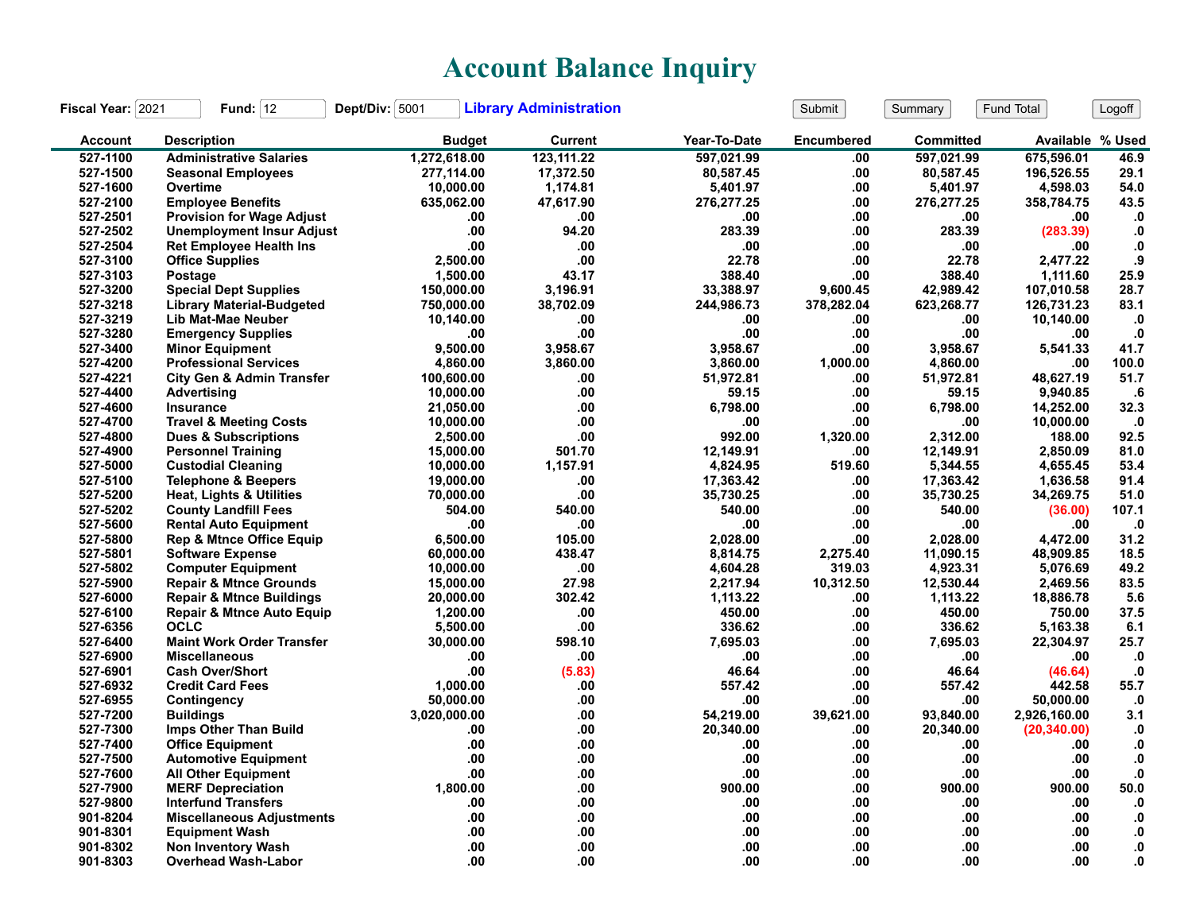# Account Balance Inquiry

**Fiscal Year:** 2021 **Fund:** 12 **Dept/Div:** 5001 **Library Administration**

Submit | Summary | Fund Total | Logoff

| Account | Description | Budget | Current | Year-To-Date | Encumbered | Committed | Available | % Used |
|---|---|---|---|---|---|---|---|---|
| 527-1100 | Administrative Salaries | 1,272,618.00 | 123,111.22 | 597,021.99 | .00 | 597,021.99 | 675,596.01 | 46.9 |
| 527-1500 | Seasonal Employees | 277,114.00 | 17,372.50 | 80,587.45 | .00 | 80,587.45 | 196,526.55 | 29.1 |
| 527-1600 | Overtime | 10,000.00 | 1,174.81 | 5,401.97 | .00 | 5,401.97 | 4,598.03 | 54.0 |
| 527-2100 | Employee Benefits | 635,062.00 | 47,617.90 | 276,277.25 | .00 | 276,277.25 | 358,784.75 | 43.5 |
| 527-2501 | Provision for Wage Adjust | .00 | .00 | .00 | .00 | .00 | .00 | .0 |
| 527-2502 | Unemployment Insur Adjust | .00 | 94.20 | 283.39 | .00 | 283.39 | (283.39) | .0 |
| 527-2504 | Ret Employee Health Ins | .00 | .00 | .00 | .00 | .00 | .00 | .0 |
| 527-3100 | Office Supplies | 2,500.00 | .00 | 22.78 | .00 | 22.78 | 2,477.22 | .9 |
| 527-3103 | Postage | 1,500.00 | 43.17 | 388.40 | .00 | 388.40 | 1,111.60 | 25.9 |
| 527-3200 | Special Dept Supplies | 150,000.00 | 3,196.91 | 33,388.97 | 9,600.45 | 42,989.42 | 107,010.58 | 28.7 |
| 527-3218 | Library Material-Budgeted | 750,000.00 | 38,702.09 | 244,986.73 | 378,282.04 | 623,268.77 | 126,731.23 | 83.1 |
| 527-3219 | Lib Mat-Mae Neuber | 10,140.00 | .00 | .00 | .00 | .00 | 10,140.00 | .0 |
| 527-3280 | Emergency Supplies | .00 | .00 | .00 | .00 | .00 | .00 | .0 |
| 527-3400 | Minor Equipment | 9,500.00 | 3,958.67 | 3,958.67 | .00 | 3,958.67 | 5,541.33 | 41.7 |
| 527-4200 | Professional Services | 4,860.00 | 3,860.00 | 3,860.00 | 1,000.00 | 4,860.00 | .00 | 100.0 |
| 527-4221 | City Gen & Admin Transfer | 100,600.00 | .00 | 51,972.81 | .00 | 51,972.81 | 48,627.19 | 51.7 |
| 527-4400 | Advertising | 10,000.00 | .00 | 59.15 | .00 | 59.15 | 9,940.85 | .6 |
| 527-4600 | Insurance | 21,050.00 | .00 | 6,798.00 | .00 | 6,798.00 | 14,252.00 | 32.3 |
| 527-4700 | Travel & Meeting Costs | 10,000.00 | .00 | .00 | .00 | .00 | 10,000.00 | .0 |
| 527-4800 | Dues & Subscriptions | 2,500.00 | .00 | 992.00 | 1,320.00 | 2,312.00 | 188.00 | 92.5 |
| 527-4900 | Personnel Training | 15,000.00 | 501.70 | 12,149.91 | .00 | 12,149.91 | 2,850.09 | 81.0 |
| 527-5000 | Custodial Cleaning | 10,000.00 | 1,157.91 | 4,824.95 | 519.60 | 5,344.55 | 4,655.45 | 53.4 |
| 527-5100 | Telephone & Beepers | 19,000.00 | .00 | 17,363.42 | .00 | 17,363.42 | 1,636.58 | 91.4 |
| 527-5200 | Heat, Lights & Utilities | 70,000.00 | .00 | 35,730.25 | .00 | 35,730.25 | 34,269.75 | 51.0 |
| 527-5202 | County Landfill Fees | 504.00 | 540.00 | 540.00 | .00 | 540.00 | (36.00) | 107.1 |
| 527-5600 | Rental Auto Equipment | .00 | .00 | .00 | .00 | .00 | .00 | .0 |
| 527-5800 | Rep & Mtnce Office Equip | 6,500.00 | 105.00 | 2,028.00 | .00 | 2,028.00 | 4,472.00 | 31.2 |
| 527-5801 | Software Expense | 60,000.00 | 438.47 | 8,814.75 | 2,275.40 | 11,090.15 | 48,909.85 | 18.5 |
| 527-5802 | Computer Equipment | 10,000.00 | .00 | 4,604.28 | 319.03 | 4,923.31 | 5,076.69 | 49.2 |
| 527-5900 | Repair & Mtnce Grounds | 15,000.00 | 27.98 | 2,217.94 | 10,312.50 | 12,530.44 | 2,469.56 | 83.5 |
| 527-6000 | Repair & Mtnce Buildings | 20,000.00 | 302.42 | 1,113.22 | .00 | 1,113.22 | 18,886.78 | 5.6 |
| 527-6100 | Repair & Mtnce Auto Equip | 1,200.00 | .00 | 450.00 | .00 | 450.00 | 750.00 | 37.5 |
| 527-6356 | OCLC | 5,500.00 | .00 | 336.62 | .00 | 336.62 | 5,163.38 | 6.1 |
| 527-6400 | Maint Work Order Transfer | 30,000.00 | 598.10 | 7,695.03 | .00 | 7,695.03 | 22,304.97 | 25.7 |
| 527-6900 | Miscellaneous | .00 | .00 | .00 | .00 | .00 | .00 | .0 |
| 527-6901 | Cash Over/Short | .00 | (5.83) | 46.64 | .00 | 46.64 | (46.64) | .0 |
| 527-6932 | Credit Card Fees | 1,000.00 | .00 | 557.42 | .00 | 557.42 | 442.58 | 55.7 |
| 527-6955 | Contingency | 50,000.00 | .00 | .00 | .00 | .00 | 50,000.00 | .0 |
| 527-7200 | Buildings | 3,020,000.00 | .00 | 54,219.00 | 39,621.00 | 93,840.00 | 2,926,160.00 | 3.1 |
| 527-7300 | Imps Other Than Build | .00 | .00 | 20,340.00 | .00 | 20,340.00 | (20,340.00) | .0 |
| 527-7400 | Office Equipment | .00 | .00 | .00 | .00 | .00 | .00 | .0 |
| 527-7500 | Automotive Equipment | .00 | .00 | .00 | .00 | .00 | .00 | .0 |
| 527-7600 | All Other Equipment | .00 | .00 | .00 | .00 | .00 | .00 | .0 |
| 527-7900 | MERF Depreciation | 1,800.00 | .00 | 900.00 | .00 | 900.00 | 900.00 | 50.0 |
| 527-9800 | Interfund Transfers | .00 | .00 | .00 | .00 | .00 | .00 | .0 |
| 901-8204 | Miscellaneous Adjustments | .00 | .00 | .00 | .00 | .00 | .00 | .0 |
| 901-8301 | Equipment Wash | .00 | .00 | .00 | .00 | .00 | .00 | .0 |
| 901-8302 | Non Inventory Wash | .00 | .00 | .00 | .00 | .00 | .00 | .0 |
| 901-8303 | Overhead Wash-Labor | .00 | .00 | .00 | .00 | .00 | .00 | .0 |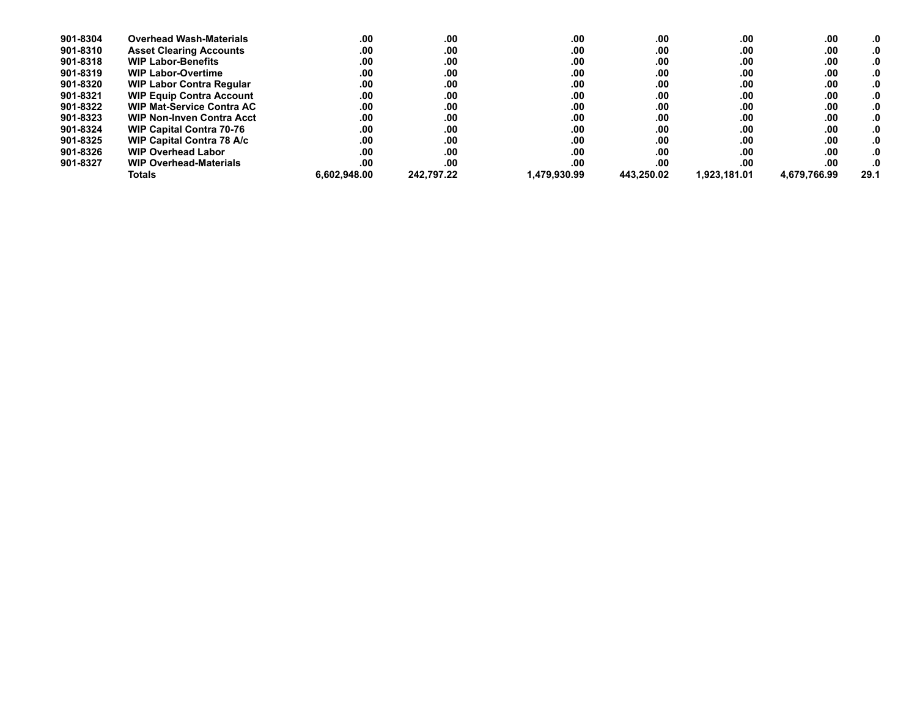| | | | | | | | | |
|---|---|---|---|---|---|---|---|---|
| 901-8304 | Overhead Wash-Materials | .00 | .00 | .00 | .00 | .00 | .00 | .0 |
| 901-8310 | Asset Clearing Accounts | .00 | .00 | .00 | .00 | .00 | .00 | .0 |
| 901-8318 | WIP Labor-Benefits | .00 | .00 | .00 | .00 | .00 | .00 | .0 |
| 901-8319 | WIP Labor-Overtime | .00 | .00 | .00 | .00 | .00 | .00 | .0 |
| 901-8320 | WIP Labor Contra Regular | .00 | .00 | .00 | .00 | .00 | .00 | .0 |
| 901-8321 | WIP Equip Contra Account | .00 | .00 | .00 | .00 | .00 | .00 | .0 |
| 901-8322 | WIP Mat-Service Contra AC | .00 | .00 | .00 | .00 | .00 | .00 | .0 |
| 901-8323 | WIP Non-Inven Contra Acct | .00 | .00 | .00 | .00 | .00 | .00 | .0 |
| 901-8324 | WIP Capital Contra 70-76 | .00 | .00 | .00 | .00 | .00 | .00 | .0 |
| 901-8325 | WIP Capital Contra 78 A/c | .00 | .00 | .00 | .00 | .00 | .00 | .0 |
| 901-8326 | WIP Overhead Labor | .00 | .00 | .00 | .00 | .00 | .00 | .0 |
| 901-8327 | WIP Overhead-Materials | .00 | .00 | .00 | .00 | .00 | .00 | .0 |
| | Totals | 6,602,948.00 | 242,797.22 | 1,479,930.99 | 443,250.02 | 1,923,181.01 | 4,679,766.99 | 29.1 |